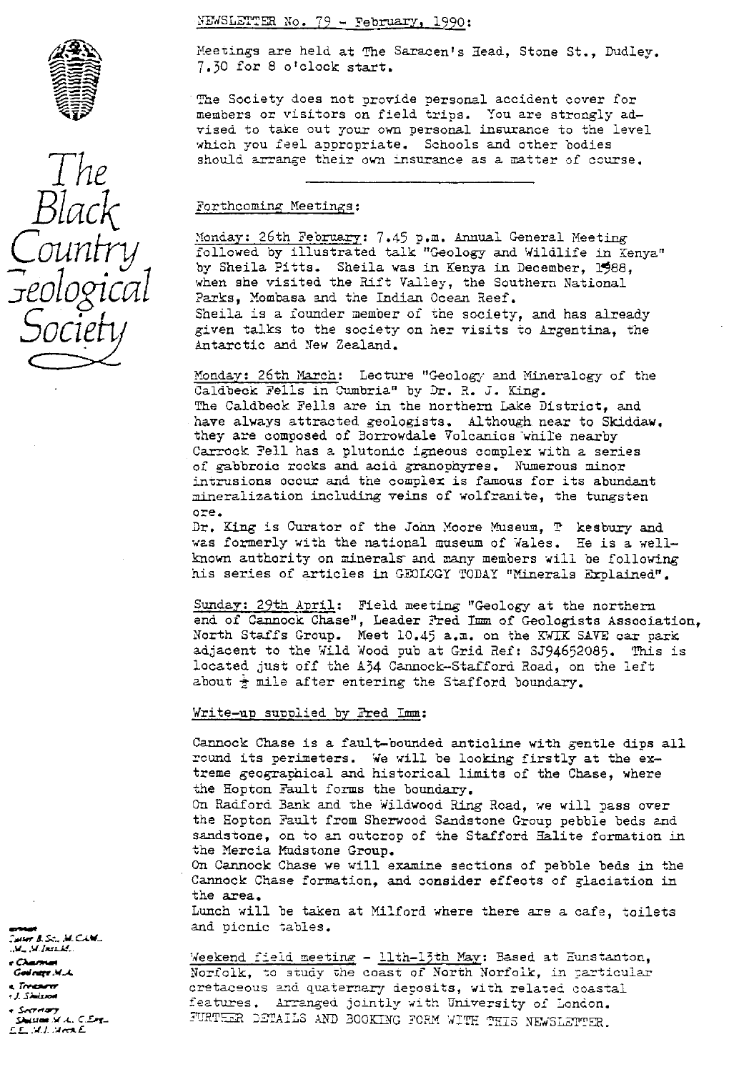# The Black Country Geological Society

NEWSLETTER No. 79 - February, 1990:

Meetings are held at The Saracen's Head, Stone St., Dudley. 7.30 for 8 o'clock start.

The Society does not provide personal accident cover for members or visitors on field trips. You are strongly advised to take out your own personal insurance to the level which you feel appropriate. Schools and other bodies should arrange their own insurance as a matter of course.

## Forthcoming Meetings:

Monday: 26th February: 7.45 p.m. Annual General Meeting followed by illustrated talk "Geology and Wildlife in Kenya" by Sheila Pitts. Sheila was in Kenya in December, 1988, when she visited the Rift Valley, the Southern National Parks, Mombasa and the Indian Ocean Reef.
Sheila is a founder member of the society, and has already given talks to the society on her visits to Argentina, the Antarctic and New Zealand.

Monday: 26th March: Lecture "Geology and Mineralogy of the Caldbeck Fells in Cumbria" by Dr. R. J. King.
The Caldbeck Fells are in the northern Lake District, and have always attracted geologists. Although near to Skiddaw, they are composed of Borrowdale Volcanics while nearby Carrock Fell has a plutonic igneous complex with a series of gabbroic rocks and acid granophyres. Numerous minor intrusions occur and the complex is famous for its abundant mineralization including veins of wolframite, the tungsten ore.
Dr. King is Curator of the John Moore Museum, T kesbury and was formerly with the national museum of Wales. He is a well-known authority on minerals and many members will be following his series of articles in GEOLOGY TODAY "Minerals Explained".

Sunday: 29th April: Field meeting "Geology at the northern end of Cannock Chase", Leader Fred Imm of Geologists Association, North Staffs Group. Meet 10.45 a.m. on the KWIK SAVE car park adjacent to the Wild Wood pub at Grid Ref: SJ94652085. This is located just off the A34 Cannock-Stafford Road, on the left about ½ mile after entering the Stafford boundary.

### Write-up supplied by Fred Imm:

Cannock Chase is a fault-bounded anticline with gentle dips all round its perimeters. We will be looking firstly at the extreme geographical and historical limits of the Chase, where the Hopton Fault forms the boundary.
On Radford Bank and the Wildwood Ring Road, we will pass over the Hopton Fault from Sherwood Sandstone Group pebble beds and sandstone, on to an outcrop of the Stafford Halite formation in the Mercia Mudstone Group.
On Cannock Chase we will examine sections of pebble beds in the Cannock Chase formation, and consider effects of glaciation in the area.
Lunch will be taken at Milford where there are a cafe, toilets and picnic tables.

Weekend field meeting - 11th-13th May: Based at Hunstanton, Norfolk, to study the coast of North Norfolk, in particular cretaceous and quaternary deposits, with related coastal features. Arranged jointly with University of London. FURTHER DETAILS AND BOOKING FORM WITH THIS NEWSLETTER.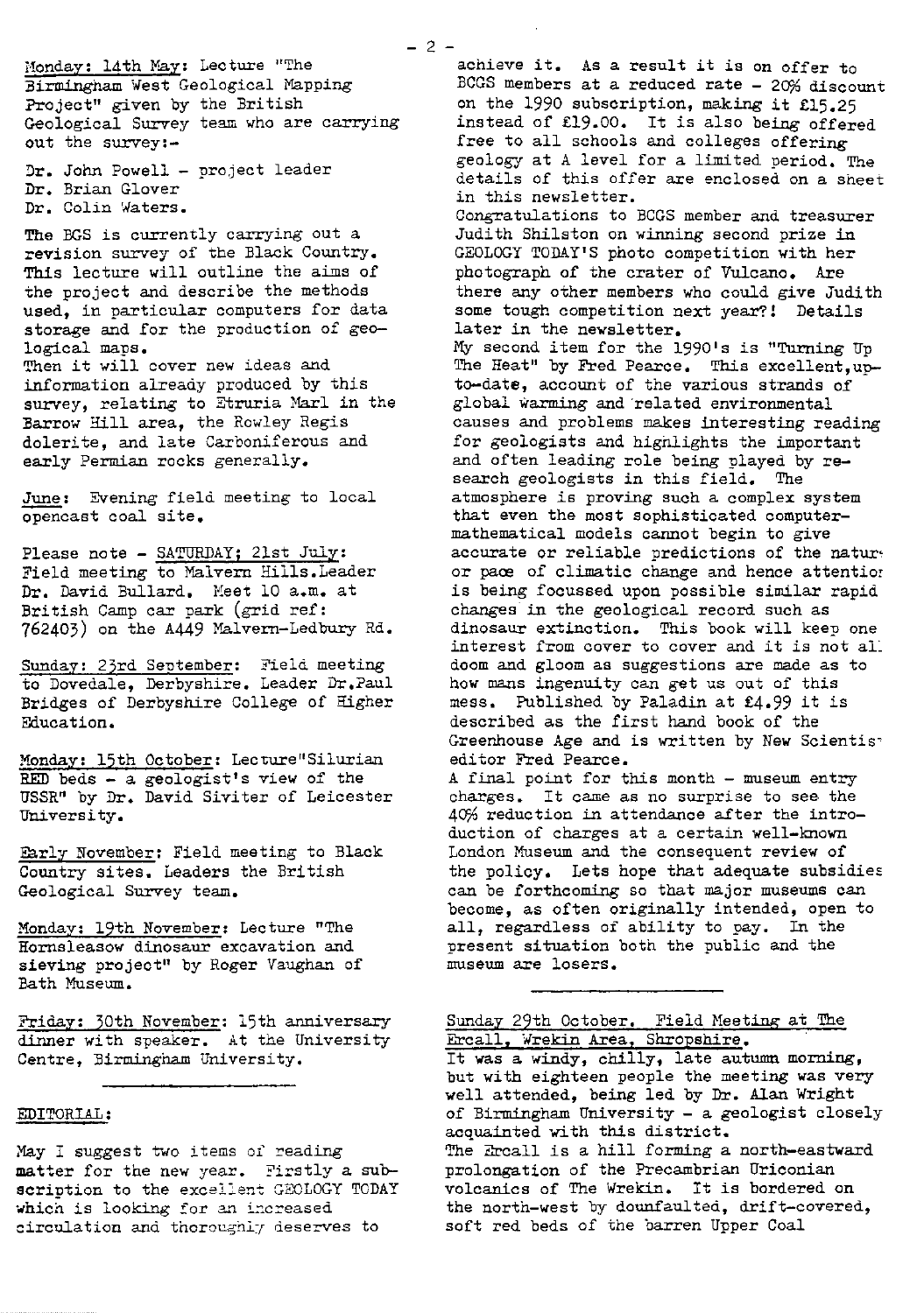Monday: 14th May: Lecture "The Birmingham West Geological Mapping Project" given by the British Geological Survey team who are carrying out the survey:-

Dr. John Powell - project leader
Dr. Brian Glover
Dr. Colin Waters.

The BGS is currently carrying out a revision survey of the Black Country. This lecture will outline the aims of the project and describe the methods used, in particular computers for data storage and for the production of geological maps.
Then it will cover new ideas and information already produced by this survey, relating to Etruria Marl in the Barrow Hill area, the Rowley Regis dolerite, and late Carboniferous and early Permian rocks generally.

June: Evening field meeting to local opencast coal site.

Please note - SATURDAY; 21st July: Field meeting to Malvern Hills. Leader Dr. David Bullard. Meet 10 a.m. at British Camp car park (grid ref: 762403) on the A449 Malvern-Ledbury Rd.

Sunday: 23rd September: Field meeting to Dovedale, Derbyshire. Leader Dr. Paul Bridges of Derbyshire College of Higher Education.

Monday: 15th October: Lecture "Silurian RED beds - a geologist's view of the USSR" by Dr. David Siviter of Leicester University.

Early November: Field meeting to Black Country sites. Leaders the British Geological Survey team.

Monday: 19th November: Lecture "The Hornsleasow dinosaur excavation and sieving project" by Roger Vaughan of Bath Museum.

Friday: 30th November: 15th anniversary dinner with speaker. At the University Centre, Birmingham University.

---

## EDITORIAL:

May I suggest two items of reading matter for the new year. Firstly a subscription to the excellent GEOLOGY TODAY which is looking for an increased circulation and thoroughly deserves to achieve it. As a result it is on offer to BCGS members at a reduced rate - 20% discount on the 1990 subscription, making it £15.25 instead of £19.00. It is also being offered free to all schools and colleges offering geology at A level for a limited period. The details of this offer are enclosed on a sheet in this newsletter.
Congratulations to BCGS member and treasurer Judith Shilston on winning second prize in GEOLOGY TODAY'S photo competition with her photograph of the crater of Vulcano. Are there any other members who could give Judith some tough competition next year?! Details later in the newsletter.
My second item for the 1990's is "Turning Up The Heat" by Fred Pearce. This excellent, up-to-date, account of the various strands of global warming and related environmental causes and problems makes interesting reading for geologists and highlights the important and often leading role being played by research geologists in this field. The atmosphere is proving such a complex system that even the most sophisticated computer-mathematical models cannot begin to give accurate or reliable predictions of the nature or pace of climatic change and hence attention is being focussed upon possible similar rapid changes in the geological record such as dinosaur extinction. This book will keep one interest from cover to cover and it is not all doom and gloom as suggestions are made as to how mans ingenuity can get us out of this mess. Published by Paladin at £4.99 it is described as the first hand book of the Greenhouse Age and is written by New Scientist editor Fred Pearce.
A final point for this month - museum entry charges. It came as no surprise to see the 40% reduction in attendance after the introduction of charges at a certain well-known London Museum and the consequent review of the policy. Lets hope that adequate subsidies can be forthcoming so that major museums can become, as often originally intended, open to all, regardless of ability to pay. In the present situation both the public and the museum are losers.

---

## Sunday 29th October. Field Meeting at The Ercall, Wrekin Area, Shropshire.

It was a windy, chilly, late autumn morning, but with eighteen people the meeting was very well attended, being led by Dr. Alan Wright of Birmingham University - a geologist closely acquainted with this district.
The Ercall is a hill forming a north-eastward prolongation of the Precambrian Uriconian volcanics of The Wrekin. It is bordered on the north-west by downfaulted, drift-covered, soft red beds of the barren Upper Coal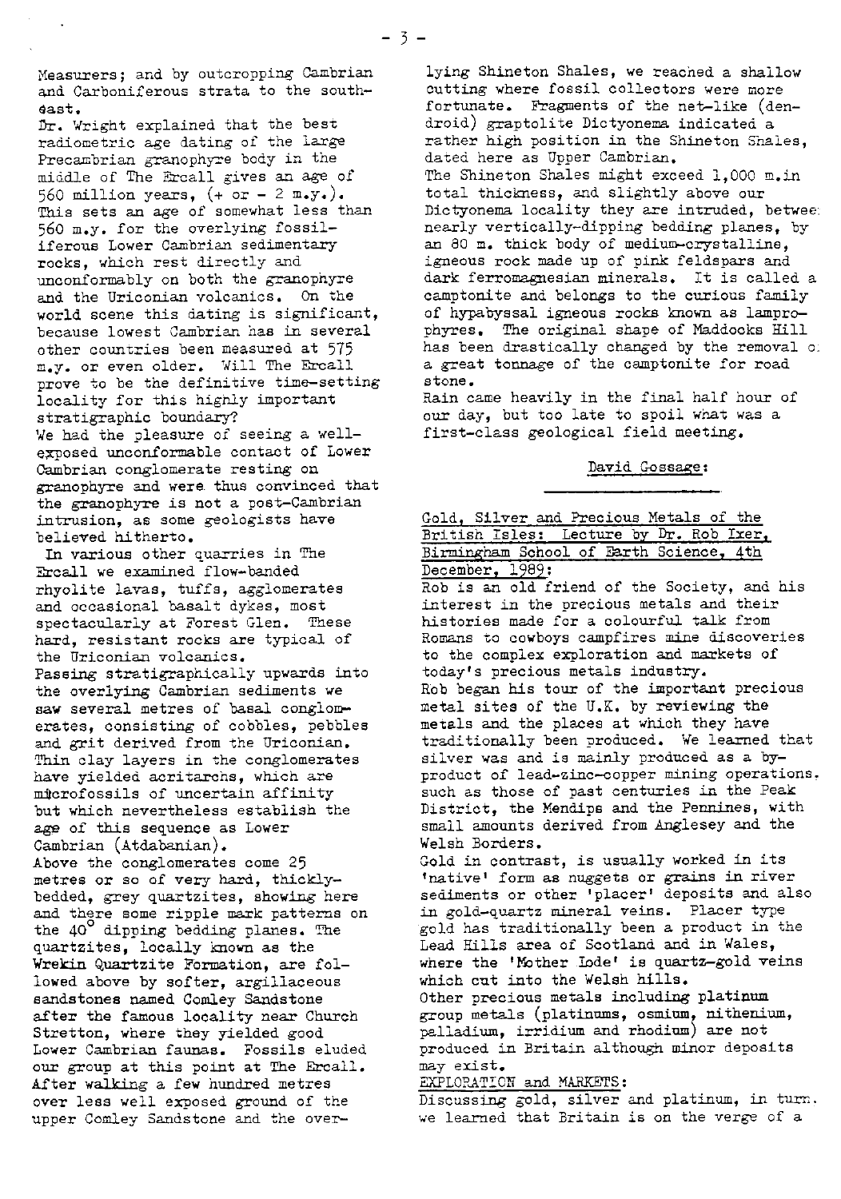Measurers; and by outcropping Cambrian and Carboniferous strata to the south-east.

Dr. Wright explained that the best radiometric age dating of the large Precambrian granophyre body in the middle of The Ercall gives an age of 560 million years, (+ or - 2 m.y.). This sets an age of somewhat less than 560 m.y. for the overlying fossiliferous Lower Cambrian sedimentary rocks, which rest directly and unconformably on both the granophyre and the Uriconian volcanics. On the world scene this dating is significant, because lowest Cambrian has in several other countries been measured at 575 m.y. or even older. Will The Ercall prove to be the definitive time-setting locality for this highly important stratigraphic boundary?

We had the pleasure of seeing a well-exposed unconformable contact of Lower Cambrian conglomerate resting on granophyre and were thus convinced that the granophyre is not a post-Cambrian intrusion, as some geologists have believed hitherto.

In various other quarries in The Ercall we examined flow-banded rhyolite lavas, tuffs, agglomerates and occasional basalt dykes, most spectacularly at Forest Glen. These hard, resistant rocks are typical of the Uriconian volcanics.

Passing stratigraphically upwards into the overlying Cambrian sediments we saw several metres of basal conglomerates, consisting of cobbles, pebbles and grit derived from the Uriconian. Thin clay layers in the conglomerates have yielded acritarchs, which are microfossils of uncertain affinity but which nevertheless establish the age of this sequence as Lower Cambrian (Atdabanian).

Above the conglomerates come 25 metres or so of very hard, thickly-bedded, grey quartzites, showing here and there some ripple mark patterns on the 40° dipping bedding planes. The quartzites, locally known as the Wrekin Quartzite Formation, are followed above by softer, argillaceous sandstones named Comley Sandstone after the famous locality near Church Stretton, where they yielded good Lower Cambrian faunas. Fossils eluded our group at this point at The Ercall. After walking a few hundred metres over less well exposed ground of the upper Comley Sandstone and the overlying Shineton Shales, we reached a shallow cutting where fossil collectors were more fortunate. Fragments of the net-like (dendroid) graptolite Dictyonema indicated a rather high position in the Shineton Shales, dated here as Upper Cambrian.

The Shineton Shales might exceed 1,000 m. in total thickness, and slightly above our Dictyonema locality they are intruded, between nearly vertically-dipping bedding planes, by an 80 m. thick body of medium-crystalline, igneous rock made up of pink feldspars and dark ferromagnesian minerals. It is called a camptonite and belongs to the curious family of hypabyssal igneous rocks known as lamprophyres. The original shape of Maddocks Hill has been drastically changed by the removal of a great tonnage of the camptonite for road stone.

Rain came heavily in the final half hour of our day, but too late to spoil what was a first-class geological field meeting.

David Gossage:

## Gold, Silver and Precious Metals of the British Isles: Lecture by Dr. Rob Ixer, Birmingham School of Earth Science, 4th December, 1989:

Rob is an old friend of the Society, and his interest in the precious metals and their histories made for a colourful talk from Romans to cowboys campfires mine discoveries to the complex exploration and markets of today's precious metals industry.

Rob began his tour of the important precious metal sites of the U.K. by reviewing the metals and the places at which they have traditionally been produced. We learned that silver was and is mainly produced as a by-product of lead-zinc-copper mining operations. such as those of past centuries in the Peak District, the Mendips and the Pennines, with small amounts derived from Anglesey and the Welsh Borders.

Gold in contrast, is usually worked in its 'native' form as nuggets or grains in river sediments or other 'placer' deposits and also in gold-quartz mineral veins. Placer type gold has traditionally been a product in the Lead Hills area of Scotland and in Wales, where the 'Mother Lode' is quartz-gold veins which cut into the Welsh hills.

Other precious metals including platinum group metals (platinums, osmium, nithenium, palladium, irridium and rhodium) are not produced in Britain although minor deposits may exist.

EXPLORATION and MARKETS:

Discussing gold, silver and platinum, in turn. we learned that Britain is on the verge of a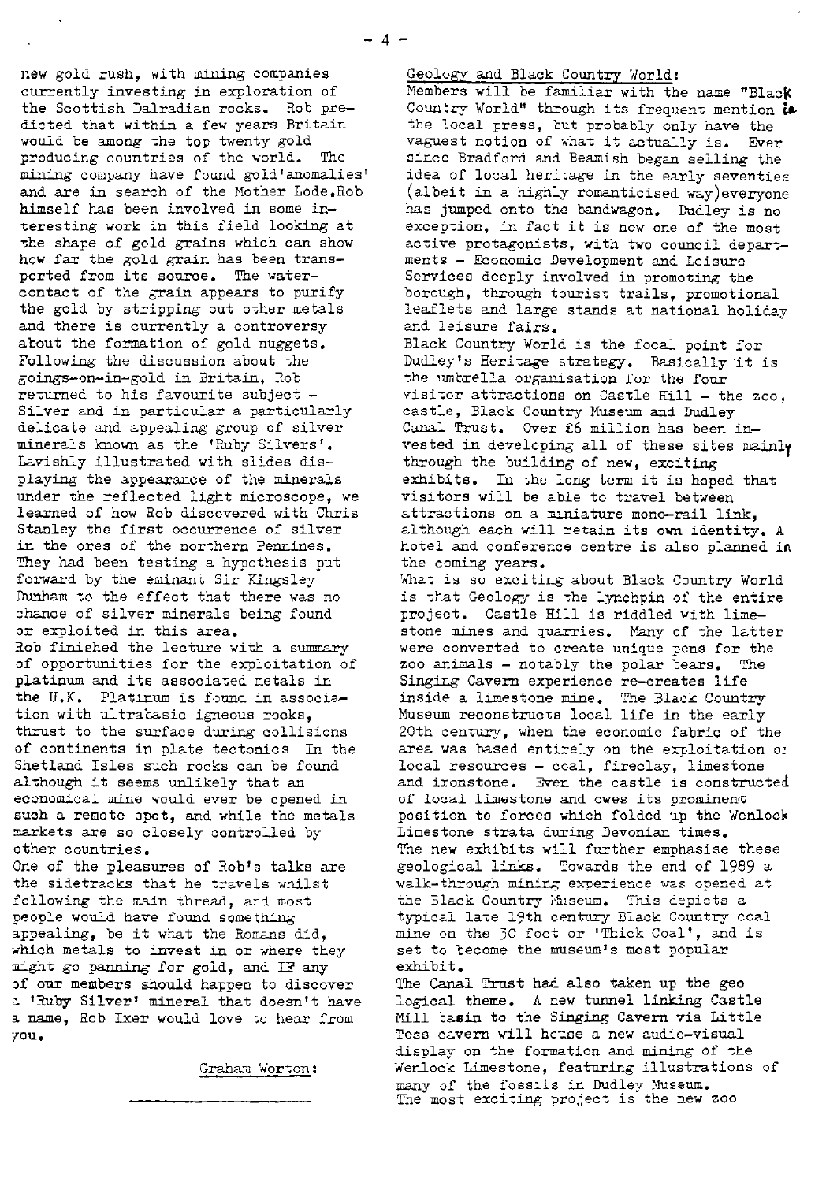new gold rush, with mining companies currently investing in exploration of the Scottish Dalradian rocks. Rob predicted that within a few years Britain would be among the top twenty gold producing countries of the world. The mining company have found gold'anomalies' and are in search of the Mother Lode.Rob himself has been involved in some interesting work in this field looking at the shape of gold grains which can show how far the gold grain has been transported from its source. The water-contact of the grain appears to purify the gold by stripping out other metals and there is currently a controversy about the formation of gold nuggets. Following the discussion about the goings-on-in-gold in Britain, Rob returned to his favourite subject - Silver and in particular a particularly delicate and appealing group of silver minerals known as the 'Ruby Silvers'. Lavishly illustrated with slides displaying the appearance of the minerals under the reflected light microscope, we learned of how Rob discovered with Chris Stanley the first occurrence of silver in the ores of the northern Pennines. They had been testing a hypothesis put forward by the eminant Sir Kingsley Dunham to the effect that there was no chance of silver minerals being found or exploited in this area.

Rob finished the lecture with a summary of opportunities for the exploitation of platinum and its associated metals in the U.K. Platinum is found in association with ultrabasic igneous rocks, thrust to the surface during collisions of continents in plate tectonics In the Shetland Isles such rocks can be found although it seems unlikely that an economical mine would ever be opened in such a remote spot, and while the metals markets are so closely controlled by other countries.

One of the pleasures of Rob's talks are the sidetracks that he travels whilst following the main thread, and most people would have found something appealing, be it what the Romans did, which metals to invest in or where they might go panning for gold, and IF any of our members should happen to discover a 'Ruby Silver' mineral that doesn't have a name, Rob Ixer would love to hear from you.

Graham Worton:

---

Geology and Black Country World:

Members will be familiar with the name "Black Country World" through its frequent mention in the local press, but probably only have the vaguest notion of what it actually is. Ever since Bradford and Beamish began selling the idea of local heritage in the early seventies (albeit in a highly romanticised way)everyone has jumped onto the bandwagon. Dudley is no exception, in fact it is now one of the most active protagonists, with two council departments - Economic Development and Leisure Services deeply involved in promoting the borough, through tourist trails, promotional leaflets and large stands at national holiday and leisure fairs.

Black Country World is the focal point for Dudley's Heritage strategy. Basically it is the umbrella organisation for the four visitor attractions on Castle Hill - the zoo, castle, Black Country Museum and Dudley Canal Trust. Over £6 million has been invested in developing all of these sites mainly through the building of new, exciting exhibits. In the long term it is hoped that visitors will be able to travel between attractions on a miniature mono-rail link, although each will retain its own identity. A hotel and conference centre is also planned in the coming years.

What is so exciting about Black Country World is that Geology is the lynchpin of the entire project. Castle Hill is riddled with limestone mines and quarries. Many of the latter were converted to create unique pens for the zoo animals - notably the polar bears. The Singing Cavern experience re-creates life inside a limestone mine. The Black Country Museum reconstructs local life in the early 20th century, when the economic fabric of the area was based entirely on the exploitation of local resources - coal, fireclay, limestone and ironstone. Even the castle is constructed of local limestone and owes its prominent position to forces which folded up the Wenlock Limestone strata during Devonian times.

The new exhibits will further emphasise these geological links. Towards the end of 1989 a walk-through mining experience was opened at the Black Country Museum. This depicts a typical late 19th century Black Country coal mine on the 30 foot or 'Thick Coal', and is set to become the museum's most popular exhibit.

The Canal Trust had also taken up the geo logical theme. A new tunnel linking Castle Mill basin to the Singing Cavern via Little Tess cavern will house a new audio-visual display on the formation and mining of the Wenlock Limestone, featuring illustrations of many of the fossils in Dudley Museum.

The most exciting project is the new zoo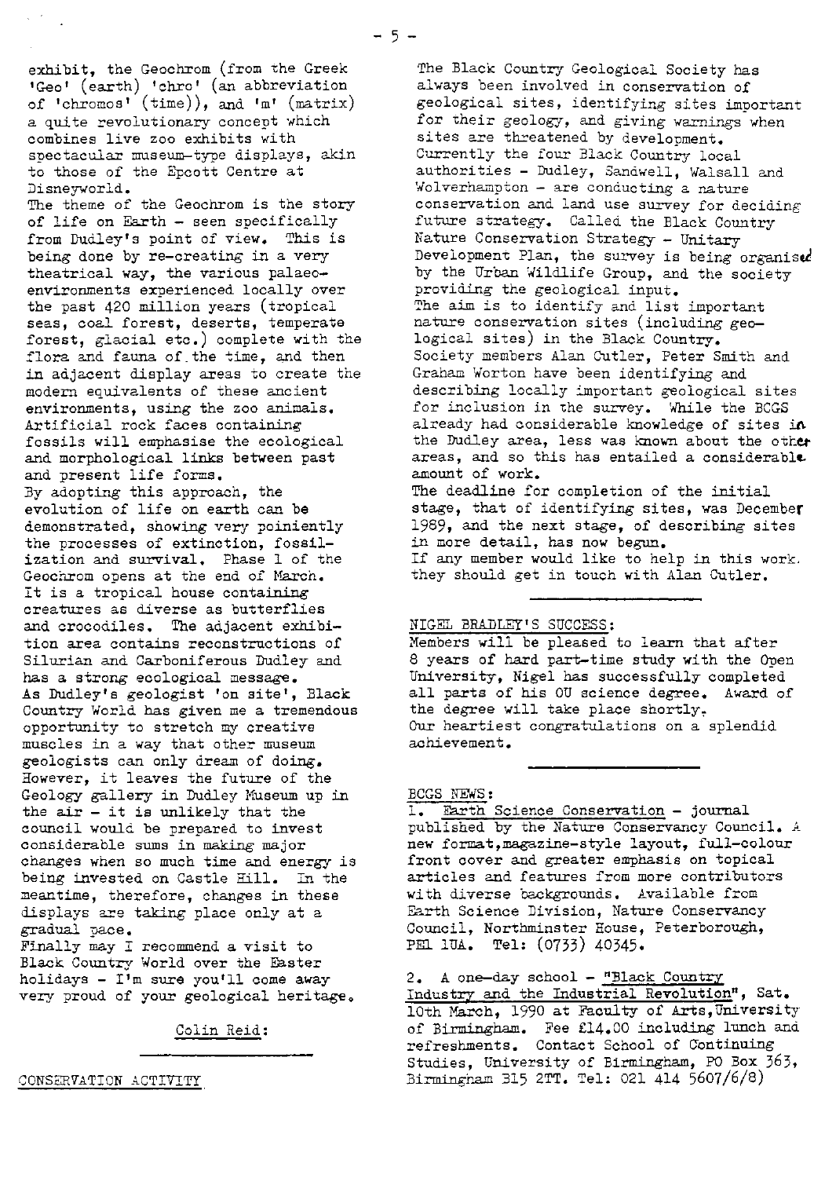exhibit, the Geochrom (from the Greek 'Geo' (earth) 'chro' (an abbreviation of 'chromos' (time)), and 'm' (matrix) a quite revolutionary concept which combines live zoo exhibits with spectacular museum-type displays, akin to those of the Epcott Centre at Disneyworld.

The theme of the Geochrom is the story of life on Earth - seen specifically from Dudley's point of view. This is being done by re-creating in a very theatrical way, the various palaeo-environments experienced locally over the past 420 million years (tropical seas, coal forest, deserts, temperate forest, glacial etc.) complete with the flora and fauna of the time, and then in adjacent display areas to create the modern equivalents of these ancient environments, using the zoo animals. Artificial rock faces containing fossils will emphasise the ecological and morphological links between past and present life forms.

By adopting this approach, the evolution of life on earth can be demonstrated, showing very poiniently the processes of extinction, fossilization and survival. Phase 1 of the Geochrom opens at the end of March. It is a tropical house containing creatures as diverse as butterflies and crocodiles. The adjacent exhibition area contains reconstructions of Silurian and Carboniferous Dudley and has a strong ecological message.

As Dudley's geologist 'on site', Black Country World has given me a tremendous opportunity to stretch my creative muscles in a way that other museum geologists can only dream of doing. However, it leaves the future of the Geology gallery in Dudley Museum up in the air - it is unlikely that the council would be prepared to invest considerable sums in making major changes when so much time and energy is being invested on Castle Hill. In the meantime, therefore, changes in these displays are taking place only at a gradual pace.

Finally may I recommend a visit to Black Country World over the Easter holidays - I'm sure you'll come away very proud of your geological heritage.

Colin Reid:

---

CONSERVATION ACTIVITY

The Black Country Geological Society has always been involved in conservation of geological sites, identifying sites important for their geology, and giving warnings when sites are threatened by development. Currently the four Black Country local authorities - Dudley, Sandwell, Walsall and Wolverhampton - are conducting a nature conservation and land use survey for deciding future strategy. Called the Black Country Nature Conservation Strategy - Unitary Development Plan, the survey is being organised by the Urban Wildlife Group, and the society providing the geological input.

The aim is to identify and list important nature conservation sites (including geological sites) in the Black Country.

Society members Alan Cutler, Peter Smith and Graham Worton have been identifying and describing locally important geological sites for inclusion in the survey. While the BCGS already had considerable knowledge of sites in the Dudley area, less was known about the other areas, and so this has entailed a considerable amount of work.

The deadline for completion of the initial stage, that of identifying sites, was December 1989, and the next stage, of describing sites in more detail, has now begun.

If any member would like to help in this work, they should get in touch with Alan Cutler.

---

NIGEL BRADLEY'S SUCCESS:

Members will be pleased to learn that after 8 years of hard part-time study with the Open University, Nigel has successfully completed all parts of his OU science degree. Award of the degree will take place shortly.

Our heartiest congratulations on a splendid achievement.

---

BCGS NEWS:

1. Earth Science Conservation - journal published by the Nature Conservancy Council. A new format, magazine-style layout, full-colour front cover and greater emphasis on topical articles and features from more contributors with diverse backgrounds. Available from Earth Science Division, Nature Conservancy Council, Northminster House, Peterborough, PE1 1UA. Tel: (0733) 40345.

2. A one-day school - "Black Country Industry and the Industrial Revolution", Sat. 10th March, 1990 at Faculty of Arts, University of Birmingham. Fee £14.00 including lunch and refreshments. Contact School of Continuing Studies, University of Birmingham, PO Box 363, Birmingham B15 2TT. Tel: 021 414 5607/6/8)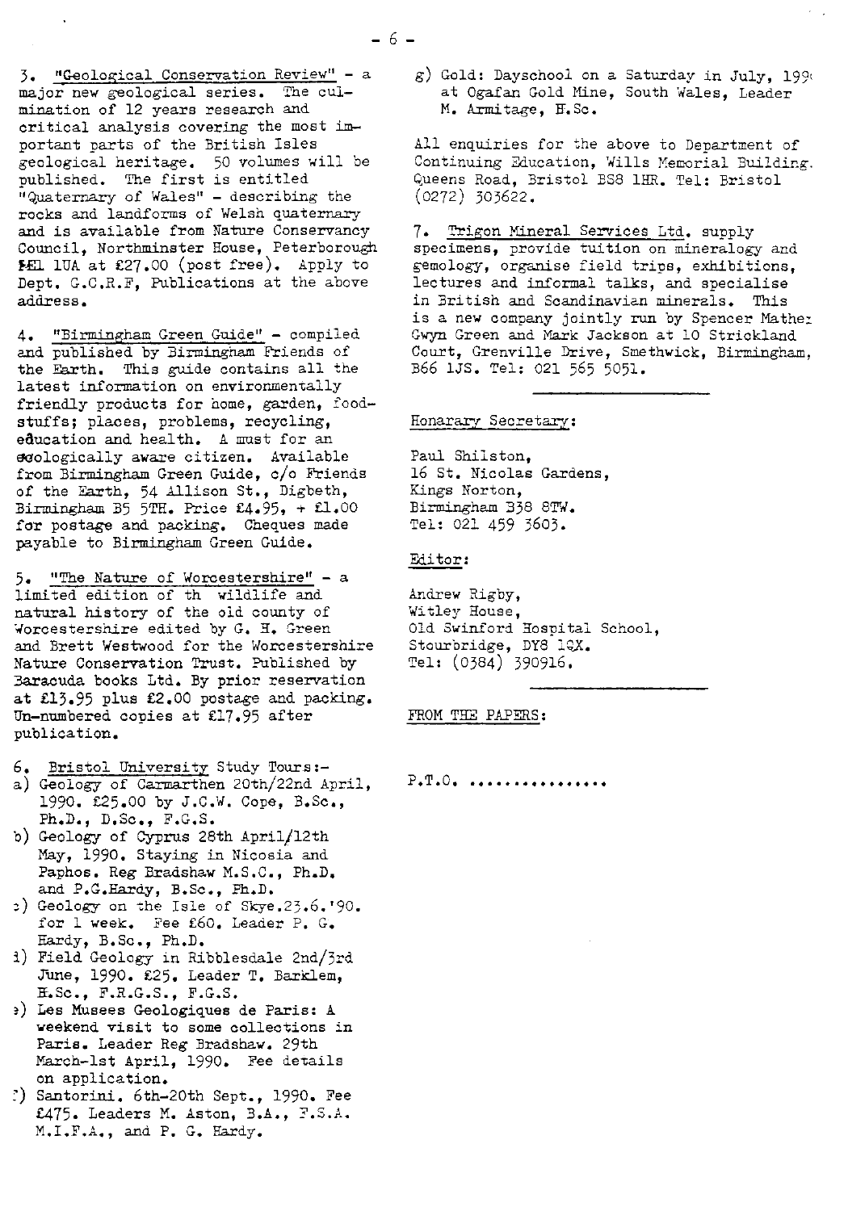3. "Geological Conservation Review" - a major new geological series. The culmination of 12 years research and critical analysis covering the most important parts of the British Isles geological heritage. 50 volumes will be published. The first is entitled "Quaternary of Wales" - describing the rocks and landforms of Welsh quaternary and is available from Nature Conservancy Council, Northminster House, Peterborough PE1 1UA at £27.00 (post free). Apply to Dept. G.C.R.F, Publications at the above address.

4. "Birmingham Green Guide" - compiled and published by Birmingham Friends of the Earth. This guide contains all the latest information on environmentally friendly products for home, garden, foodstuffs; places, problems, recycling, education and health. A must for an ecologically aware citizen. Available from Birmingham Green Guide, c/o Friends of the Earth, 54 Allison St., Digbeth, Birmingham B5 5TH. Price £4.95, + £1.00 for postage and packing. Cheques made payable to Birmingham Green Guide.

5. "The Nature of Worcestershire" - a limited edition of th wildlife and natural history of the old county of Worcestershire edited by G. H. Green and Brett Westwood for the Worcestershire Nature Conservation Trust. Published by Baracuda books Ltd. By prior reservation at £13.95 plus £2.00 postage and packing. Un-numbered copies at £17.95 after publication.

6. Bristol University Study Tours:-

a) Geology of Carmarthen 20th/22nd April, 1990. £25.00 by J.C.W. Cope, B.Sc., Ph.D., D.Sc., F.G.S.
b) Geology of Cyprus 28th April/12th May, 1990. Staying in Nicosia and Paphos. Reg Bradshaw M.S.C., Ph.D. and P.G.Hardy, B.Sc., Ph.D.
c) Geology on the Isle of Skye.23.6.'90. for 1 week. Fee £60. Leader P. G. Hardy, B.Sc., Ph.D.
d) Field Geology in Ribblesdale 2nd/3rd June, 1990. £25. Leader T. Barklem, H.Sc., F.R.G.S., F.G.S.
e) Les Musees Geologiques de Paris: A weekend visit to some collections in Paris. Leader Reg Bradshaw. 29th March-1st April, 1990. Fee details on application.
f) Santorini. 6th-20th Sept., 1990. Fee £475. Leaders M. Aston, B.A., F.S.A. M.I.F.A., and P. G. Hardy.
g) Gold: Dayschool on a Saturday in July, 199 at Ogafan Gold Mine, South Wales, Leader M. Armitage, H.Sc.

All enquiries for the above to Department of Continuing Education, Wills Memorial Building, Queens Road, Bristol BS8 1HR. Tel: Bristol (0272) 303622.

7. Trigon Mineral Services Ltd. supply specimens, provide tuition on mineralogy and gemology, organise field trips, exhibitions, lectures and informal talks, and specialise in British and Scandinavian minerals. This is a new company jointly run by Spencer Mather Gwyn Green and Mark Jackson at 10 Strickland Court, Grenville Drive, Smethwick, Birmingham, B66 1JS. Tel: 021 565 5051.

---

Honarary Secretary:

Paul Shilston,
16 St. Nicolas Gardens,
Kings Norton,
Birmingham B38 8TW.
Tel: 021 459 3603.

Editor:

Andrew Rigby,
Witley House,
Old Swinford Hospital School,
Stourbridge, DY8 1QX.
Tel: (0384) 390916.

---

FROM THE PAPERS:

P.T.O. ................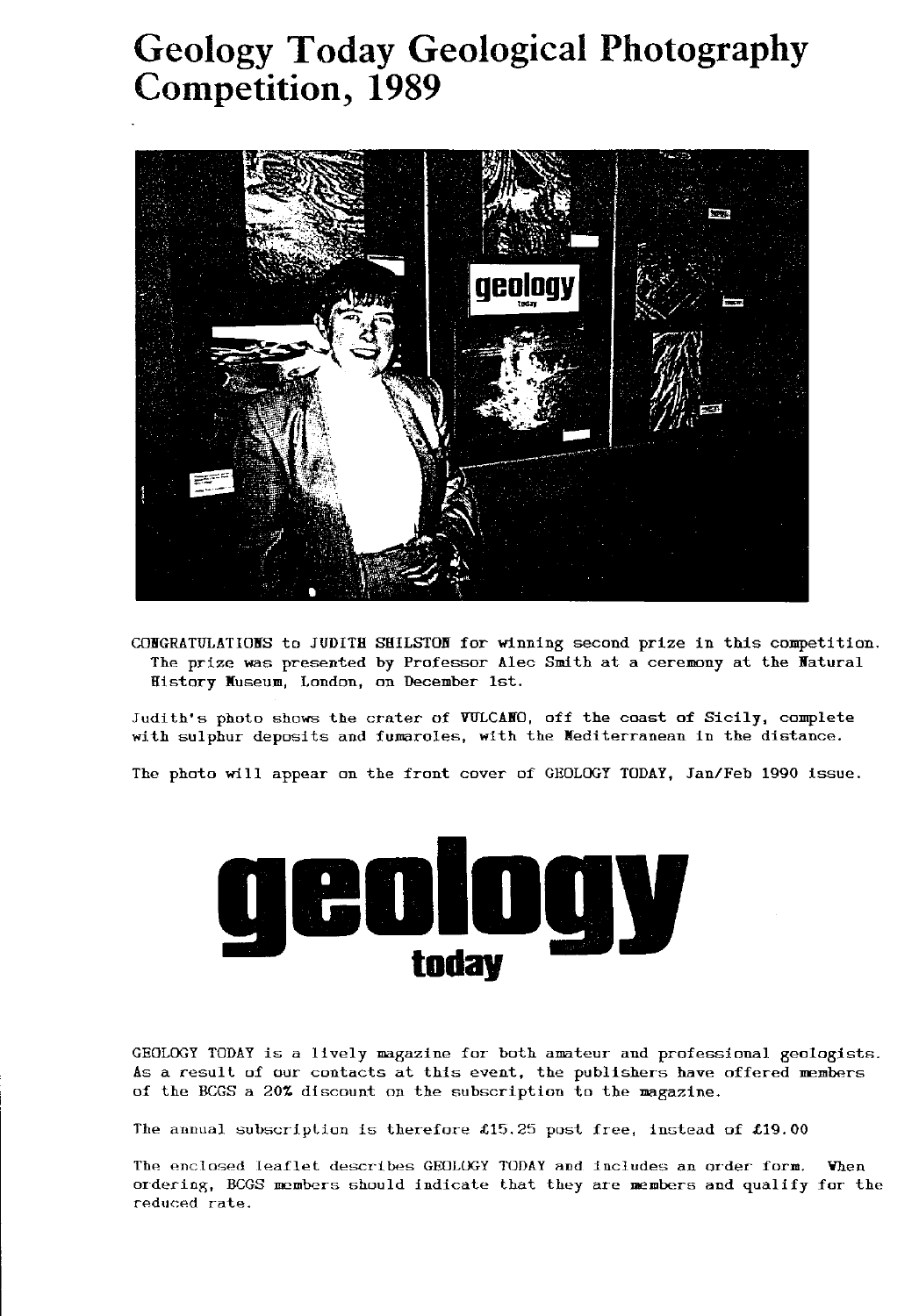# Geology Today Geological Photography Competition, 1989

CONGRATULATIONS to JUDITH SHILSTON for winning second prize in this competition. The prize was presented by Professor Alec Smith at a ceremony at the Natural History Museum, London, on December 1st.

Judith's photo shows the crater of VULCANO, off the coast of Sicily, complete with sulphur deposits and fumaroles, with the Mediterranean in the distance.

The photo will appear on the front cover of GEOLOGY TODAY, Jan/Feb 1990 issue.

**geology today**

GEOLOGY TODAY is a lively magazine for both amateur and professional geologists. As a result of our contacts at this event, the publishers have offered members of the BCGS a 20% discount on the subscription to the magazine.

The annual subscription is therefore £15.25 post free, instead of £19.00

The enclosed leaflet describes GEOLOGY TODAY and includes an order form. When ordering, BCGS members should indicate that they are members and qualify for the reduced rate.